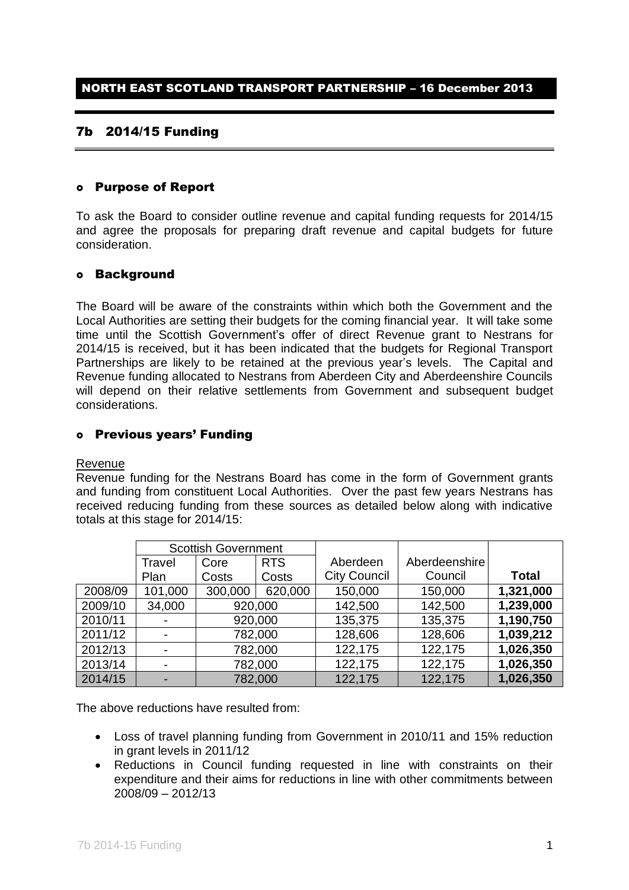## NORTH EAST SCOTLAND TRANSPORT PARTNERSHIP – 16 December 2013

# 7b 2014/15 Funding

### Purpose of Report

To ask the Board to consider outline revenue and capital funding requests for 2014/15 and agree the proposals for preparing draft revenue and capital budgets for future consideration.

### Background

The Board will be aware of the constraints within which both the Government and the Local Authorities are setting their budgets for the coming financial year. It will take some time until the Scottish Government's offer of direct Revenue grant to Nestrans for 2014/15 is received, but it has been indicated that the budgets for Regional Transport Partnerships are likely to be retained at the previous year's levels. The Capital and Revenue funding allocated to Nestrans from Aberdeen City and Aberdeenshire Councils will depend on their relative settlements from Government and subsequent budget considerations.

### Previous years' Funding

Revenue

Revenue funding for the Nestrans Board has come in the form of Government grants and funding from constituent Local Authorities. Over the past few years Nestrans has received reducing funding from these sources as detailed below along with indicative totals at this stage for 2014/15:

| | Scottish Government | | | Aberdeen City Council | Aberdeenshire Council | Total |
|---|---|---|---|---|---|---|
| | Travel Plan | Core Costs | RTS Costs | | | |
| 2008/09 | 101,000 | 300,000 | 620,000 | 150,000 | 150,000 | **1,321,000** |
| 2009/10 | 34,000 | 920,000 | | 142,500 | 142,500 | **1,239,000** |
| 2010/11 | - | 920,000 | | 135,375 | 135,375 | **1,190,750** |
| 2011/12 | - | 782,000 | | 128,606 | 128,606 | **1,039,212** |
| 2012/13 | - | 782,000 | | 122,175 | 122,175 | **1,026,350** |
| 2013/14 | - | 782,000 | | 122,175 | 122,175 | **1,026,350** |
| 2014/15 | - | 782,000 | | 122,175 | 122,175 | **1,026,350** |

The above reductions have resulted from:

- Loss of travel planning funding from Government in 2010/11 and 15% reduction in grant levels in 2011/12
- Reductions in Council funding requested in line with constraints on their expenditure and their aims for reductions in line with other commitments between 2008/09 – 2012/13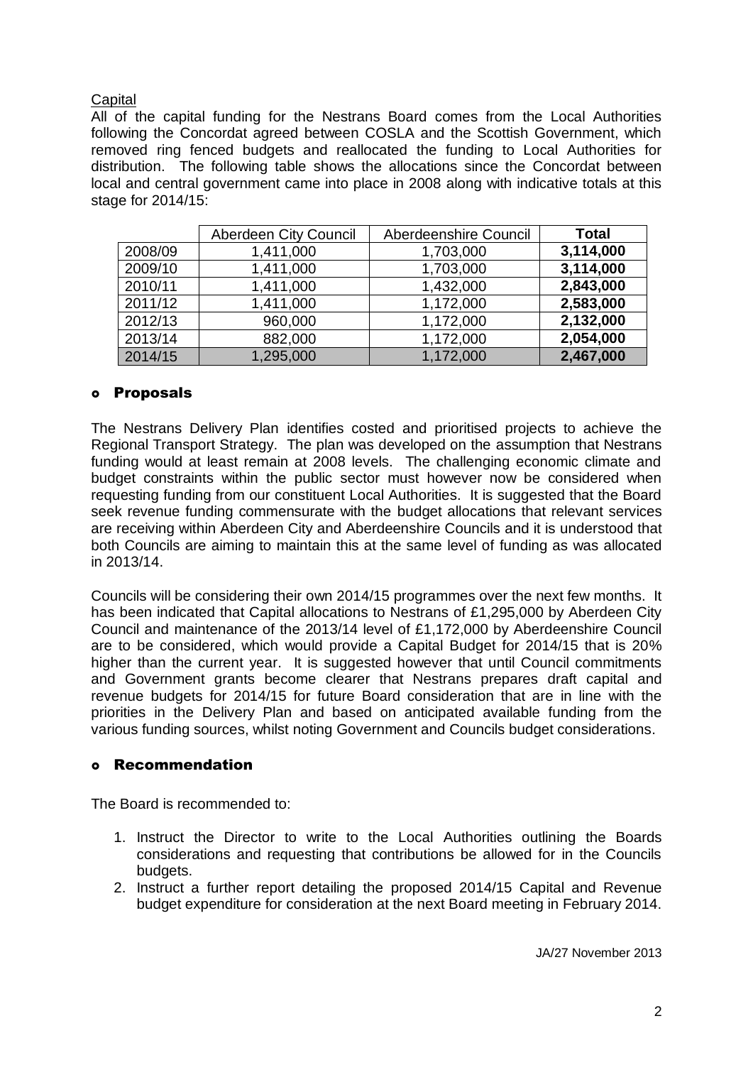Capital

All of the capital funding for the Nestrans Board comes from the Local Authorities following the Concordat agreed between COSLA and the Scottish Government, which removed ring fenced budgets and reallocated the funding to Local Authorities for distribution. The following table shows the allocations since the Concordat between local and central government came into place in 2008 along with indicative totals at this stage for 2014/15:

| | Aberdeen City Council | Aberdeenshire Council | **Total** |
|---|---|---|---|
| 2008/09 | 1,411,000 | 1,703,000 | **3,114,000** |
| 2009/10 | 1,411,000 | 1,703,000 | **3,114,000** |
| 2010/11 | 1,411,000 | 1,432,000 | **2,843,000** |
| 2011/12 | 1,411,000 | 1,172,000 | **2,583,000** |
| 2012/13 | 960,000 | 1,172,000 | **2,132,000** |
| 2013/14 | 882,000 | 1,172,000 | **2,054,000** |
| 2014/15 | 1,295,000 | 1,172,000 | **2,467,000** |

## Proposals

The Nestrans Delivery Plan identifies costed and prioritised projects to achieve the Regional Transport Strategy. The plan was developed on the assumption that Nestrans funding would at least remain at 2008 levels. The challenging economic climate and budget constraints within the public sector must however now be considered when requesting funding from our constituent Local Authorities. It is suggested that the Board seek revenue funding commensurate with the budget allocations that relevant services are receiving within Aberdeen City and Aberdeenshire Councils and it is understood that both Councils are aiming to maintain this at the same level of funding as was allocated in 2013/14.

Councils will be considering their own 2014/15 programmes over the next few months. It has been indicated that Capital allocations to Nestrans of £1,295,000 by Aberdeen City Council and maintenance of the 2013/14 level of £1,172,000 by Aberdeenshire Council are to be considered, which would provide a Capital Budget for 2014/15 that is 20% higher than the current year. It is suggested however that until Council commitments and Government grants become clearer that Nestrans prepares draft capital and revenue budgets for 2014/15 for future Board consideration that are in line with the priorities in the Delivery Plan and based on anticipated available funding from the various funding sources, whilst noting Government and Councils budget considerations.

## Recommendation

The Board is recommended to:

1. Instruct the Director to write to the Local Authorities outlining the Boards considerations and requesting that contributions be allowed for in the Councils budgets.
2. Instruct a further report detailing the proposed 2014/15 Capital and Revenue budget expenditure for consideration at the next Board meeting in February 2014.

JA/27 November 2013